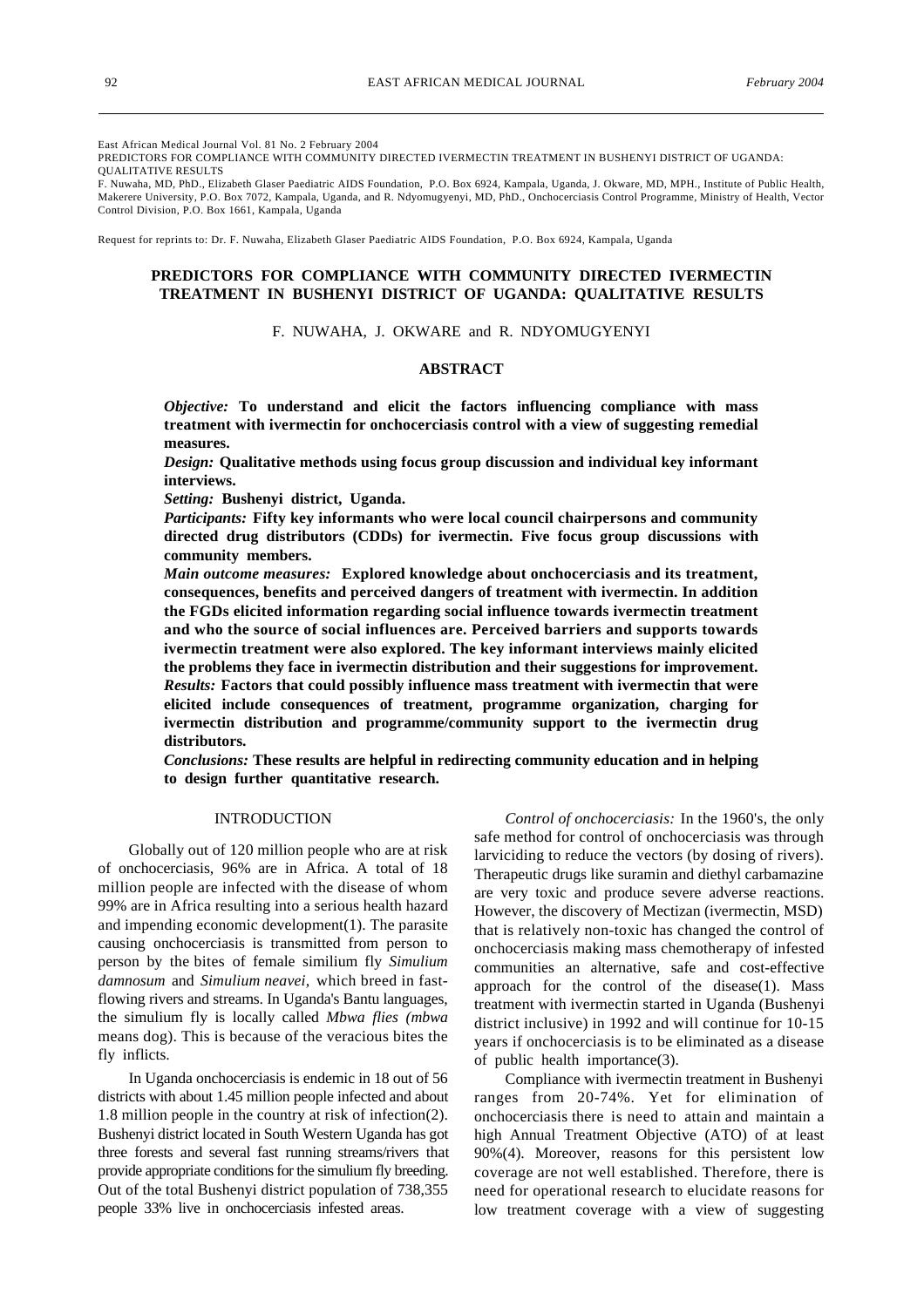East African Medical Journal Vol. 81 No. 2 February 2004
PREDICTORS FOR COMPLIANCE WITH COMMUNITY DIRECTED IVERMECTIN TREATMENT IN BUSHENYI DISTRICT OF UGANDA: QUALITATIVE RESULTS
F. Nuwaha, MD, PhD., Elizabeth Glaser Paediatric AIDS Foundation, P.O. Box 6924, Kampala, Uganda, J. Okware, MD, MPH., Institute of Public Health, Makerere University, P.O. Box 7072, Kampala, Uganda, and R. Ndyomugyenyi, MD, PhD., Onchocerciasis Control Programme, Ministry of Health, Vector Control Division, P.O. Box 1661, Kampala, Uganda

Request for reprints to: Dr. F. Nuwaha, Elizabeth Glaser Paediatric AIDS Foundation, P.O. Box 6924, Kampala, Uganda

# PREDICTORS FOR COMPLIANCE WITH COMMUNITY DIRECTED IVERMECTIN TREATMENT IN BUSHENYI DISTRICT OF UGANDA: QUALITATIVE RESULTS

F. NUWAHA, J. OKWARE and R. NDYOMUGYENYI

## ABSTRACT

***Objective:*** **To understand and elicit the factors influencing compliance with mass treatment with ivermectin for onchocerciasis control with a view of suggesting remedial measures.**

***Design:*** **Qualitative methods using focus group discussion and individual key informant interviews.**

***Setting:*** **Bushenyi district, Uganda.**

***Participants:*** **Fifty key informants who were local council chairpersons and community directed drug distributors (CDDs) for ivermectin. Five focus group discussions with community members.**

***Main outcome measures:*** **Explored knowledge about onchocerciasis and its treatment, consequences, benefits and perceived dangers of treatment with ivermectin. In addition the FGDs elicited information regarding social influence towards ivermectin treatment and who the source of social influences are. Perceived barriers and supports towards ivermectin treatment were also explored. The key informant interviews mainly elicited the problems they face in ivermectin distribution and their suggestions for improvement.**

***Results:*** **Factors that could possibly influence mass treatment with ivermectin that were elicited include consequences of treatment, programme organization, charging for ivermectin distribution and programme/community support to the ivermectin drug distributors.**

***Conclusions:*** **These results are helpful in redirecting community education and in helping to design further quantitative research.**

## INTRODUCTION

Globally out of 120 million people who are at risk of onchocerciasis, 96% are in Africa. A total of 18 million people are infected with the disease of whom 99% are in Africa resulting into a serious health hazard and impending economic development(1). The parasite causing onchocerciasis is transmitted from person to person by the bites of female similium fly *Simulium damnosum* and *Simulium neavei*, which breed in fast-flowing rivers and streams. In Uganda's Bantu languages, the simulium fly is locally called *Mbwa flies (mbwa* means dog). This is because of the veracious bites the fly inflicts.

In Uganda onchocerciasis is endemic in 18 out of 56 districts with about 1.45 million people infected and about 1.8 million people in the country at risk of infection(2). Bushenyi district located in South Western Uganda has got three forests and several fast running streams/rivers that provide appropriate conditions for the simulium fly breeding. Out of the total Bushenyi district population of 738,355 people 33% live in onchocerciasis infested areas.

*Control of onchocerciasis:* In the 1960's, the only safe method for control of onchocerciasis was through larviciding to reduce the vectors (by dosing of rivers). Therapeutic drugs like suramin and diethyl carbamazine are very toxic and produce severe adverse reactions. However, the discovery of Mectizan (ivermectin, MSD) that is relatively non-toxic has changed the control of onchocerciasis making mass chemotherapy of infested communities an alternative, safe and cost-effective approach for the control of the disease(1). Mass treatment with ivermectin started in Uganda (Bushenyi district inclusive) in 1992 and will continue for 10-15 years if onchocerciasis is to be eliminated as a disease of public health importance(3).

Compliance with ivermectin treatment in Bushenyi ranges from 20-74%. Yet for elimination of onchocerciasis there is need to attain and maintain a high Annual Treatment Objective (ATO) of at least 90%(4). Moreover, reasons for this persistent low coverage are not well established. Therefore, there is need for operational research to elucidate reasons for low treatment coverage with a view of suggesting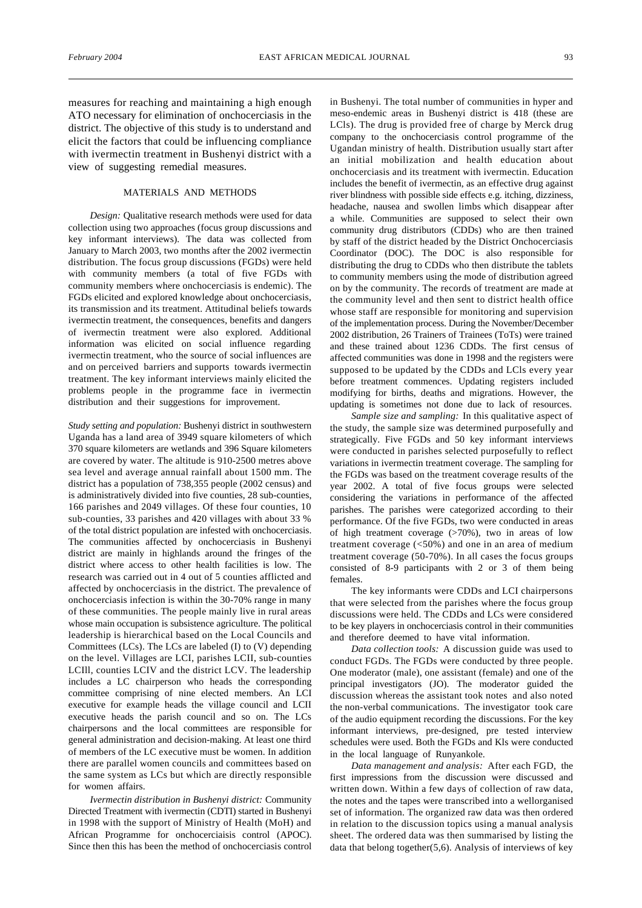measures for reaching and maintaining a high enough ATO necessary for elimination of onchocerciasis in the district. The objective of this study is to understand and elicit the factors that could be influencing compliance with ivermectin treatment in Bushenyi district with a view of suggesting remedial measures.

## MATERIALS AND METHODS

*Design:* Qualitative research methods were used for data collection using two approaches (focus group discussions and key informant interviews). The data was collected from January to March 2003, two months after the 2002 ivermectin distribution. The focus group discussions (FGDs) were held with community members (a total of five FGDs with community members where onchocerciasis is endemic). The FGDs elicited and explored knowledge about onchocerciasis, its transmission and its treatment. Attitudinal beliefs towards ivermectin treatment, the consequences, benefits and dangers of ivermectin treatment were also explored. Additional information was elicited on social influence regarding ivermectin treatment, who the source of social influences are and on perceived barriers and supports towards ivermectin treatment. The key informant interviews mainly elicited the problems people in the programme face in ivermectin distribution and their suggestions for improvement.

*Study setting and population:* Bushenyi district in southwestern Uganda has a land area of 3949 square kilometers of which 370 square kilometers are wetlands and 396 Square kilometers are covered by water. The altitude is 910-2500 metres above sea level and average annual rainfall about 1500 mm. The district has a population of 738,355 people (2002 census) and is administratively divided into five counties, 28 sub-counties, 166 parishes and 2049 villages. Of these four counties, 10 sub-counties, 33 parishes and 420 villages with about 33 % of the total district population are infested with onchocerciasis. The communities affected by onchocerciasis in Bushenyi district are mainly in highlands around the fringes of the district where access to other health facilities is low. The research was carried out in 4 out of 5 counties afflicted and affected by onchocerciasis in the district. The prevalence of onchocerciasis infection is within the 30-70% range in many of these communities. The people mainly live in rural areas whose main occupation is subsistence agriculture. The political leadership is hierarchical based on the Local Councils and Committees (LCs). The LCs are labeled (I) to (V) depending on the level. Villages are LCI, parishes LCII, sub-counties LCIll, counties LCIV and the district LCV. The leadership includes a LC chairperson who heads the corresponding committee comprising of nine elected members. An LCI executive for example heads the village council and LCII executive heads the parish council and so on. The LCs chairpersons and the local committees are responsible for general administration and decision-making. At least one third of members of the LC executive must be women. In addition there are parallel women councils and committees based on the same system as LCs but which are directly responsible for women affairs.

*Ivermectin distribution in Bushenyi district:* Community Directed Treatment with ivermectin (CDTI) started in Bushenyi in 1998 with the support of Ministry of Health (MoH) and African Programme for onchocerciaisis control (APOC). Since then this has been the method of onchocerciasis control in Bushenyi. The total number of communities in hyper and meso-endemic areas in Bushenyi district is 418 (these are LCls). The drug is provided free of charge by Merck drug company to the onchocerciasis control programme of the Ugandan ministry of health. Distribution usually start after an initial mobilization and health education about onchocerciasis and its treatment with ivermectin. Education includes the benefit of ivermectin, as an effective drug against river blindness with possible side effects e.g. itching, dizziness, headache, nausea and swollen limbs which disappear after a while. Communities are supposed to select their own community drug distributors (CDDs) who are then trained by staff of the district headed by the District Onchocerciasis Coordinator (DOC). The DOC is also responsible for distributing the drug to CDDs who then distribute the tablets to community members using the mode of distribution agreed on by the community. The records of treatment are made at the community level and then sent to district health office whose staff are responsible for monitoring and supervision of the implementation process. During the November/December 2002 distribution, 26 Trainers of Trainees (ToTs) were trained and these trained about 1236 CDDs. The first census of affected communities was done in 1998 and the registers were supposed to be updated by the CDDs and LCls every year before treatment commences. Updating registers included modifying for births, deaths and migrations. However, the updating is sometimes not done due to lack of resources.

*Sample size and sampling:* In this qualitative aspect of the study, the sample size was determined purposefully and strategically. Five FGDs and 50 key informant interviews were conducted in parishes selected purposefully to reflect variations in ivermectin treatment coverage. The sampling for the FGDs was based on the treatment coverage results of the year 2002. A total of five focus groups were selected considering the variations in performance of the affected parishes. The parishes were categorized according to their performance. Of the five FGDs, two were conducted in areas of high treatment coverage (>70%), two in areas of low treatment coverage (<50%) and one in an area of medium treatment coverage (50-70%). In all cases the focus groups consisted of 8-9 participants with 2 or 3 of them being females.

The key informants were CDDs and LCI chairpersons that were selected from the parishes where the focus group discussions were held. The CDDs and LCs were considered to be key players in onchocerciasis control in their communities and therefore deemed to have vital information.

*Data collection tools:* A discussion guide was used to conduct FGDs. The FGDs were conducted by three people. One moderator (male), one assistant (female) and one of the principal investigators (JO). The moderator guided the discussion whereas the assistant took notes and also noted the non-verbal communications. The investigator took care of the audio equipment recording the discussions. For the key informant interviews, pre-designed, pre tested interview schedules were used. Both the FGDs and Kls were conducted in the local language of Runyankole.

*Data management and analysis:* After each FGD, the first impressions from the discussion were discussed and written down. Within a few days of collection of raw data, the notes and the tapes were transcribed into a wellorganised set of information. The organized raw data was then ordered in relation to the discussion topics using a manual analysis sheet. The ordered data was then summarised by listing the data that belong together(5,6). Analysis of interviews of key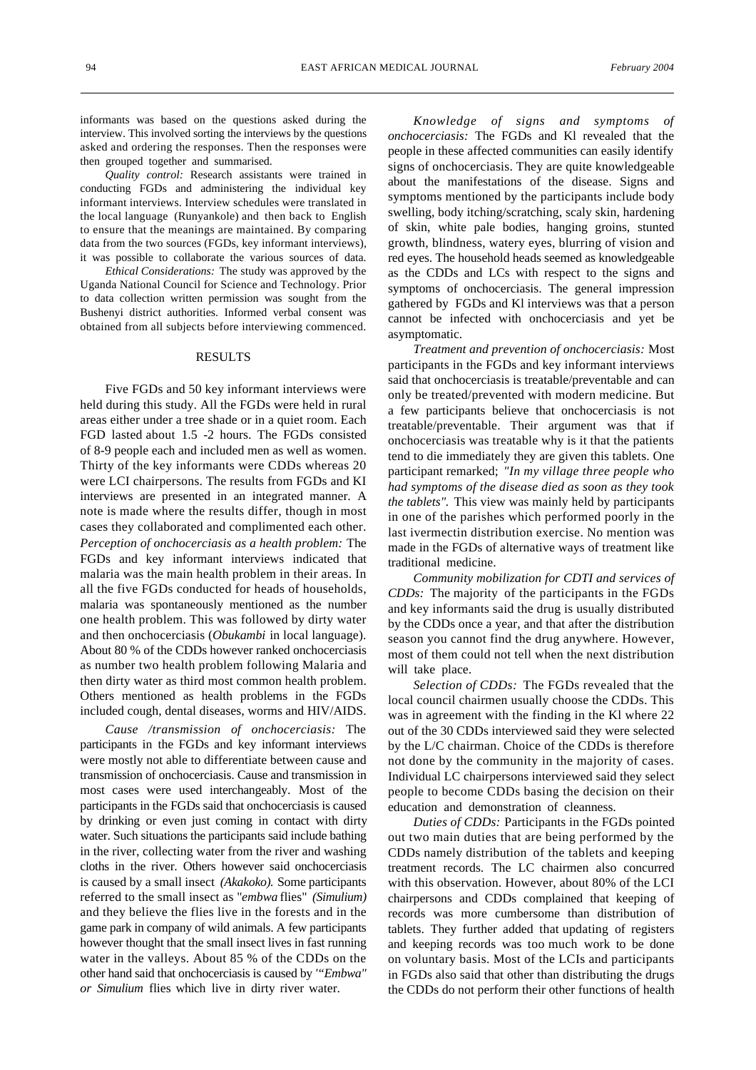informants was based on the questions asked during the interview. This involved sorting the interviews by the questions asked and ordering the responses. Then the responses were then grouped together and summarised.

*Quality control:* Research assistants were trained in conducting FGDs and administering the individual key informant interviews. Interview schedules were translated in the local language (Runyankole) and then back to English to ensure that the meanings are maintained. By comparing data from the two sources (FGDs, key informant interviews), it was possible to collaborate the various sources of data.

*Ethical Considerations:* The study was approved by the Uganda National Council for Science and Technology. Prior to data collection written permission was sought from the Bushenyi district authorities. Informed verbal consent was obtained from all subjects before interviewing commenced.

## RESULTS

Five FGDs and 50 key informant interviews were held during this study. All the FGDs were held in rural areas either under a tree shade or in a quiet room. Each FGD lasted about 1.5 -2 hours. The FGDs consisted of 8-9 people each and included men as well as women. Thirty of the key informants were CDDs whereas 20 were LCI chairpersons. The results from FGDs and KI interviews are presented in an integrated manner. A note is made where the results differ, though in most cases they collaborated and complimented each other.

*Perception of onchocerciasis as a health problem:* The FGDs and key informant interviews indicated that malaria was the main health problem in their areas. In all the five FGDs conducted for heads of households, malaria was spontaneously mentioned as the number one health problem. This was followed by dirty water and then onchocerciasis (*Obukambi* in local language). About 80 % of the CDDs however ranked onchocerciasis as number two health problem following Malaria and then dirty water as third most common health problem. Others mentioned as health problems in the FGDs included cough, dental diseases, worms and HIV/AIDS.

*Cause /transmission of onchocerciasis:* The participants in the FGDs and key informant interviews were mostly not able to differentiate between cause and transmission of onchocerciasis. Cause and transmission in most cases were used interchangeably. Most of the participants in the FGDs said that onchocerciasis is caused by drinking or even just coming in contact with dirty water. Such situations the participants said include bathing in the river, collecting water from the river and washing cloths in the river. Others however said onchocerciasis is caused by a small insect *(Akakoko).* Some participants referred to the small insect as "*embwa* flies" *(Simulium)* and they believe the flies live in the forests and in the game park in company of wild animals. A few participants however thought that the small insect lives in fast running water in the valleys. About 85 % of the CDDs on the other hand said that onchocerciasis is caused by '"*Embwa" or Simulium* flies which live in dirty river water.

*Knowledge of signs and symptoms of onchocerciasis:* The FGDs and Kl revealed that the people in these affected communities can easily identify signs of onchocerciasis. They are quite knowledgeable about the manifestations of the disease. Signs and symptoms mentioned by the participants include body swelling, body itching/scratching, scaly skin, hardening of skin, white pale bodies, hanging groins, stunted growth, blindness, watery eyes, blurring of vision and red eyes. The household heads seemed as knowledgeable as the CDDs and LCs with respect to the signs and symptoms of onchocerciasis. The general impression gathered by FGDs and Kl interviews was that a person cannot be infected with onchocerciasis and yet be asymptomatic.

*Treatment and prevention of onchocerciasis:* Most participants in the FGDs and key informant interviews said that onchocerciasis is treatable/preventable and can only be treated/prevented with modern medicine. But a few participants believe that onchocerciasis is not treatable/preventable. Their argument was that if onchocerciasis was treatable why is it that the patients tend to die immediately they are given this tablets. One participant remarked; *"In my village three people who had symptoms of the disease died as soon as they took the tablets".* This view was mainly held by participants in one of the parishes which performed poorly in the last ivermectin distribution exercise. No mention was made in the FGDs of alternative ways of treatment like traditional medicine.

*Community mobilization for CDTI and services of CDDs:* The majority of the participants in the FGDs and key informants said the drug is usually distributed by the CDDs once a year, and that after the distribution season you cannot find the drug anywhere. However, most of them could not tell when the next distribution will take place.

*Selection of CDDs:* The FGDs revealed that the local council chairmen usually choose the CDDs. This was in agreement with the finding in the Kl where 22 out of the 30 CDDs interviewed said they were selected by the L/C chairman. Choice of the CDDs is therefore not done by the community in the majority of cases. Individual LC chairpersons interviewed said they select people to become CDDs basing the decision on their education and demonstration of cleanness.

*Duties of CDDs:* Participants in the FGDs pointed out two main duties that are being performed by the CDDs namely distribution of the tablets and keeping treatment records. The LC chairmen also concurred with this observation. However, about 80% of the LCI chairpersons and CDDs complained that keeping of records was more cumbersome than distribution of tablets. They further added that updating of registers and keeping records was too much work to be done on voluntary basis. Most of the LCIs and participants in FGDs also said that other than distributing the drugs the CDDs do not perform their other functions of health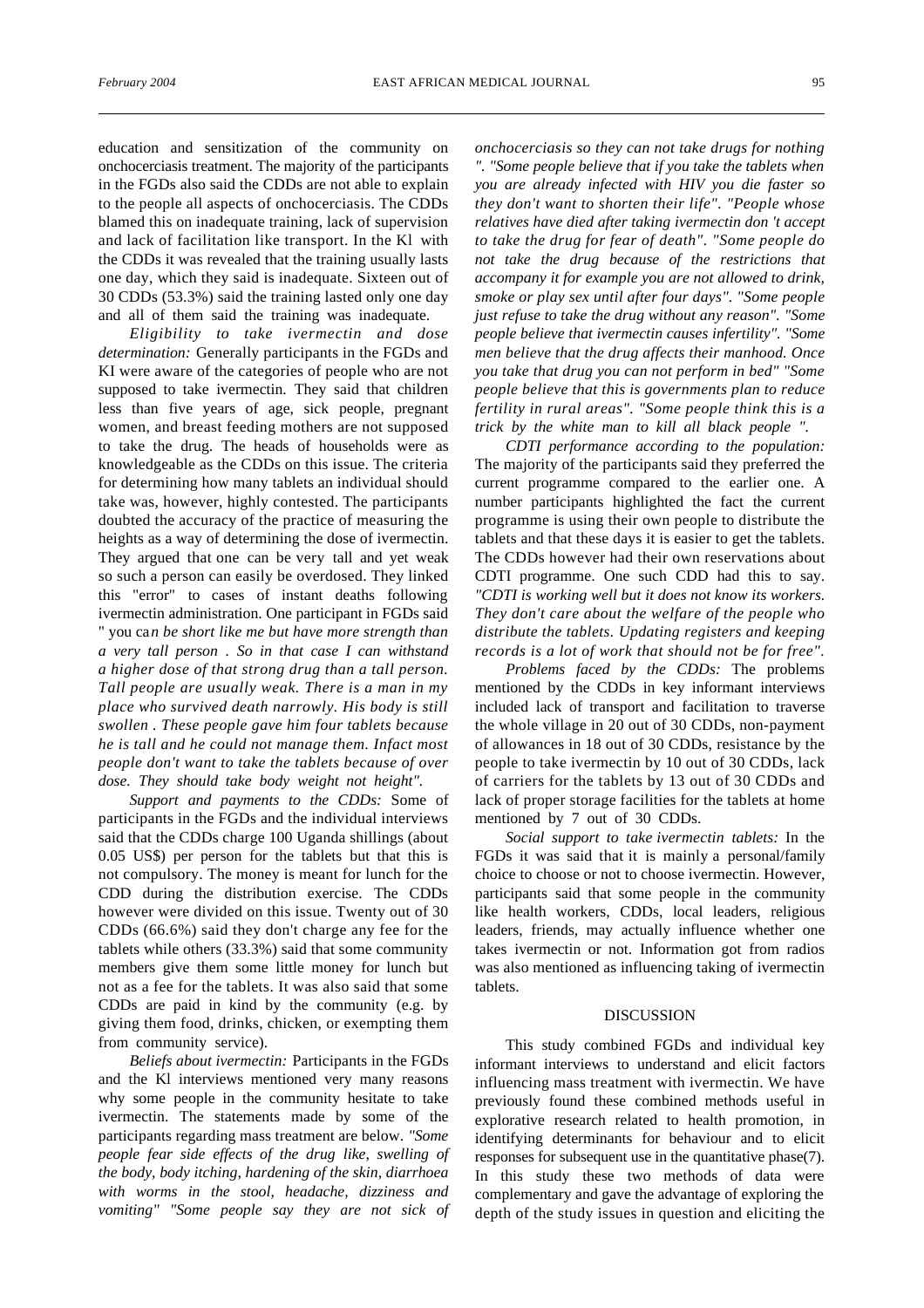education and sensitization of the community on onchocerciasis treatment. The majority of the participants in the FGDs also said the CDDs are not able to explain to the people all aspects of onchocerciasis. The CDDs blamed this on inadequate training, lack of supervision and lack of facilitation like transport. In the Kl with the CDDs it was revealed that the training usually lasts one day, which they said is inadequate. Sixteen out of 30 CDDs (53.3%) said the training lasted only one day and all of them said the training was inadequate.

*Eligibility to take ivermectin and dose determination:* Generally participants in the FGDs and KI were aware of the categories of people who are not supposed to take ivermectin. They said that children less than five years of age, sick people, pregnant women, and breast feeding mothers are not supposed to take the drug. The heads of households were as knowledgeable as the CDDs on this issue. The criteria for determining how many tablets an individual should take was, however, highly contested. The participants doubted the accuracy of the practice of measuring the heights as a way of determining the dose of ivermectin. They argued that one can be very tall and yet weak so such a person can easily be overdosed. They linked this "error" to cases of instant deaths following ivermectin administration. One participant in FGDs said " you ca*n be short like me but have more strength than a very tall person . So in that case I can withstand a higher dose of that strong drug than a tall person. Tall people are usually weak. There is a man in my place who survived death narrowly. His body is still swollen . These people gave him four tablets because he is tall and he could not manage them. Infact most people don't want to take the tablets because of over dose. They should take body weight not height".*

*Support and payments to the CDDs:* Some of participants in the FGDs and the individual interviews said that the CDDs charge 100 Uganda shillings (about 0.05 US$) per person for the tablets but that this is not compulsory. The money is meant for lunch for the CDD during the distribution exercise. The CDDs however were divided on this issue. Twenty out of 30 CDDs (66.6%) said they don't charge any fee for the tablets while others (33.3%) said that some community members give them some little money for lunch but not as a fee for the tablets. It was also said that some CDDs are paid in kind by the community (e.g. by giving them food, drinks, chicken, or exempting them from community service).

*Beliefs about ivermectin:* Participants in the FGDs and the Kl interviews mentioned very many reasons why some people in the community hesitate to take ivermectin. The statements made by some of the participants regarding mass treatment are below. *"Some people fear side effects of the drug like, swelling of the body, body itching, hardening of the skin, diarrhoea with worms in the stool, headache, dizziness and vomiting" "Some people say they are not sick of onchocerciasis so they can not take drugs for nothing ". "Some people believe that if you take the tablets when you are already infected with HIV you die faster so they don't want to shorten their life". "People whose relatives have died after taking ivermectin don 't accept to take the drug for fear of death". "Some people do not take the drug because of the restrictions that accompany it for example you are not allowed to drink, smoke or play sex until after four days". "Some people just refuse to take the drug without any reason". "Some people believe that ivermectin causes infertility". "Some men believe that the drug affects their manhood. Once you take that drug you can not perform in bed" "Some people believe that this is governments plan to reduce fertility in rural areas". "Some people think this is a trick by the white man to kill all black people ".*

*CDTI performance according to the population:* The majority of the participants said they preferred the current programme compared to the earlier one. A number participants highlighted the fact the current programme is using their own people to distribute the tablets and that these days it is easier to get the tablets. The CDDs however had their own reservations about CDTI programme. One such CDD had this to say. *"CDTI is working well but it does not know its workers. They don't care about the welfare of the people who distribute the tablets. Updating registers and keeping records is a lot of work that should not be for free".*

*Problems faced by the CDDs:* The problems mentioned by the CDDs in key informant interviews included lack of transport and facilitation to traverse the whole village in 20 out of 30 CDDs, non-payment of allowances in 18 out of 30 CDDs, resistance by the people to take ivermectin by 10 out of 30 CDDs, lack of carriers for the tablets by 13 out of 30 CDDs and lack of proper storage facilities for the tablets at home mentioned by 7 out of 30 CDDs.

*Social support to take ivermectin tablets:* In the FGDs it was said that it is mainly a personal/family choice to choose or not to choose ivermectin. However, participants said that some people in the community like health workers, CDDs, local leaders, religious leaders, friends, may actually influence whether one takes ivermectin or not. Information got from radios was also mentioned as influencing taking of ivermectin tablets.

## DISCUSSION

This study combined FGDs and individual key informant interviews to understand and elicit factors influencing mass treatment with ivermectin. We have previously found these combined methods useful in explorative research related to health promotion, in identifying determinants for behaviour and to elicit responses for subsequent use in the quantitative phase(7). In this study these two methods of data were complementary and gave the advantage of exploring the depth of the study issues in question and eliciting the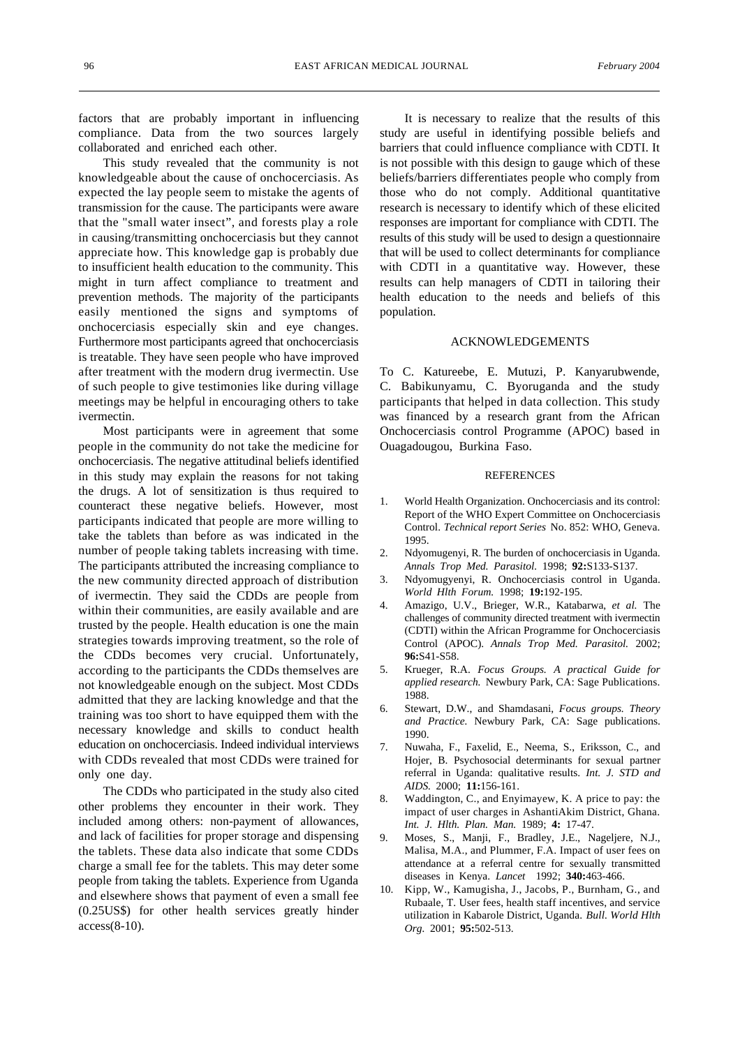factors that are probably important in influencing compliance. Data from the two sources largely collaborated and enriched each other.

This study revealed that the community is not knowledgeable about the cause of onchocerciasis. As expected the lay people seem to mistake the agents of transmission for the cause. The participants were aware that the "small water insect", and forests play a role in causing/transmitting onchocerciasis but they cannot appreciate how. This knowledge gap is probably due to insufficient health education to the community. This might in turn affect compliance to treatment and prevention methods. The majority of the participants easily mentioned the signs and symptoms of onchocerciasis especially skin and eye changes. Furthermore most participants agreed that onchocerciasis is treatable. They have seen people who have improved after treatment with the modern drug ivermectin. Use of such people to give testimonies like during village meetings may be helpful in encouraging others to take ivermectin.

Most participants were in agreement that some people in the community do not take the medicine for onchocerciasis. The negative attitudinal beliefs identified in this study may explain the reasons for not taking the drugs. A lot of sensitization is thus required to counteract these negative beliefs. However, most participants indicated that people are more willing to take the tablets than before as was indicated in the number of people taking tablets increasing with time. The participants attributed the increasing compliance to the new community directed approach of distribution of ivermectin. They said the CDDs are people from within their communities, are easily available and are trusted by the people. Health education is one the main strategies towards improving treatment, so the role of the CDDs becomes very crucial. Unfortunately, according to the participants the CDDs themselves are not knowledgeable enough on the subject. Most CDDs admitted that they are lacking knowledge and that the training was too short to have equipped them with the necessary knowledge and skills to conduct health education on onchocerciasis. Indeed individual interviews with CDDs revealed that most CDDs were trained for only one day.

The CDDs who participated in the study also cited other problems they encounter in their work. They included among others: non-payment of allowances, and lack of facilities for proper storage and dispensing the tablets. These data also indicate that some CDDs charge a small fee for the tablets. This may deter some people from taking the tablets. Experience from Uganda and elsewhere shows that payment of even a small fee (0.25US$) for other health services greatly hinder access(8-10).

It is necessary to realize that the results of this study are useful in identifying possible beliefs and barriers that could influence compliance with CDTI. It is not possible with this design to gauge which of these beliefs/barriers differentiates people who comply from those who do not comply. Additional quantitative research is necessary to identify which of these elicited responses are important for compliance with CDTI. The results of this study will be used to design a questionnaire that will be used to collect determinants for compliance with CDTI in a quantitative way. However, these results can help managers of CDTI in tailoring their health education to the needs and beliefs of this population.

## ACKNOWLEDGEMENTS

To C. Katureebe, E. Mutuzi, P. Kanyarubwende, C. Babikunyamu, C. Byoruganda and the study participants that helped in data collection. This study was financed by a research grant from the African Onchocerciasis control Programme (APOC) based in Ouagadougou, Burkina Faso.

## REFERENCES

1. World Health Organization. Onchocerciasis and its control: Report of the WHO Expert Committee on Onchocerciasis Control. *Technical report Series* No. 852: WHO, Geneva. 1995.
2. Ndyomugenyi, R. The burden of onchocerciasis in Uganda. *Annals Trop Med. Parasitol.* 1998; **92:**S133-S137.
3. Ndyomugyenyi, R. Onchocerciasis control in Uganda. *World Hlth Forum.* 1998; **19:**192-195.
4. Amazigo, U.V., Brieger, W.R., Katabarwa, *et al.* The challenges of community directed treatment with ivermectin (CDTI) within the African Programme for Onchocerciasis Control (APOC). *Annals Trop Med. Parasitol.* 2002; **96:**S41-S58.
5. Krueger, R.A. *Focus Groups. A practical Guide for applied research.* Newbury Park, CA: Sage Publications. 1988.
6. Stewart, D.W., and Shamdasani, *Focus groups. Theory and Practice.* Newbury Park, CA: Sage publications. 1990.
7. Nuwaha, F., Faxelid, E., Neema, S., Eriksson, C., and Hojer, B. Psychosocial determinants for sexual partner referral in Uganda: qualitative results. *Int. J. STD and AIDS.* 2000; **11:**156-161.
8. Waddington, C., and Enyimayew, K. A price to pay: the impact of user charges in AshantiAkim District, Ghana. *Int. J. Hlth. Plan. Man.* 1989; **4:** 17-47.
9. Moses, S., Manji, F., Bradley, J.E., Nageljere, N.J., Malisa, M.A., and Plummer, F.A. Impact of user fees on attendance at a referral centre for sexually transmitted diseases in Kenya. *Lancet* 1992; **340:**463-466.
10. Kipp, W., Kamugisha, J., Jacobs, P., Burnham, G., and Rubaale, T. User fees, health staff incentives, and service utilization in Kabarole District, Uganda. *Bull. World Hlth Org.* 2001; **95:**502-513.